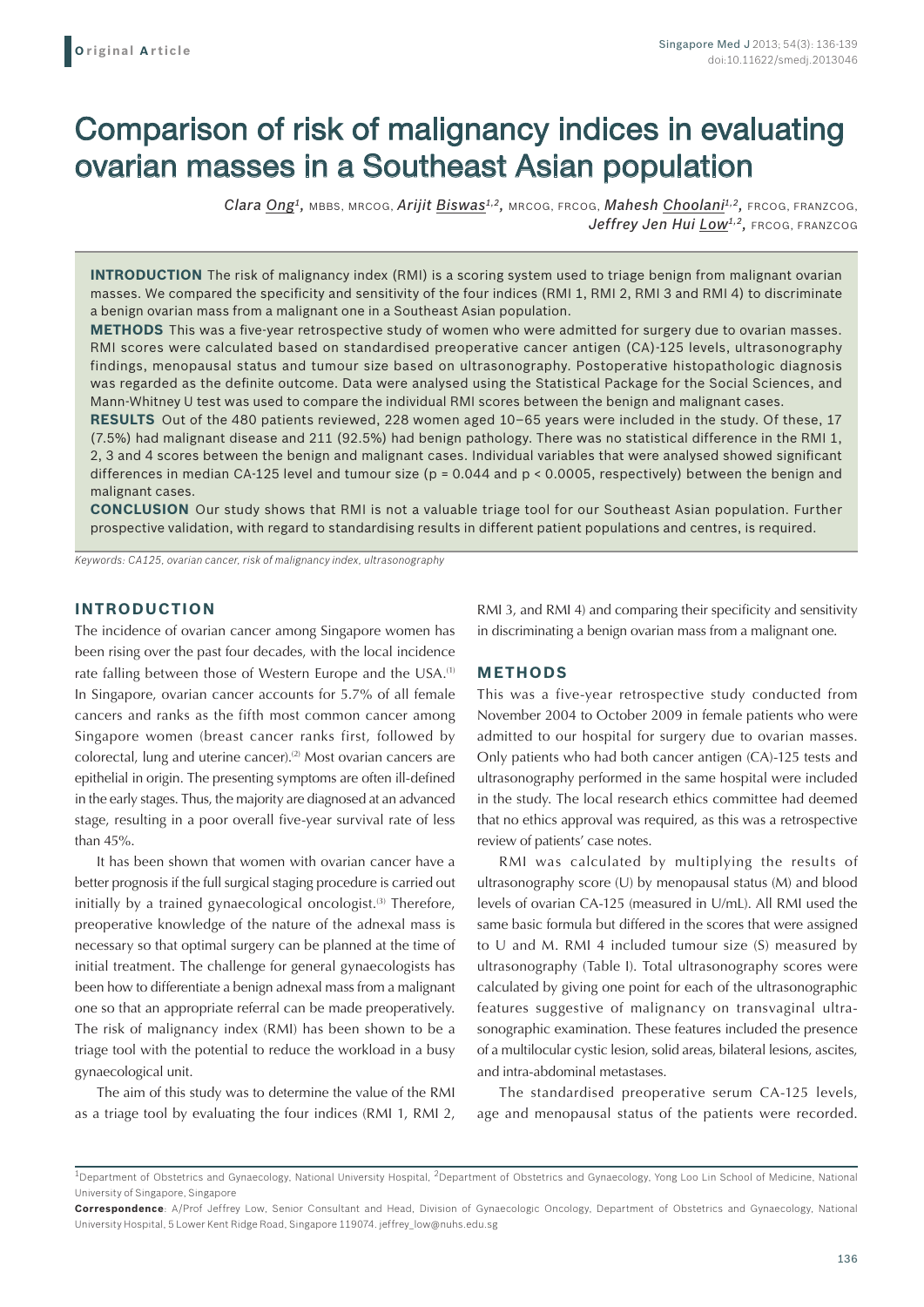**Original Article**

# Comparison of risk of malignancy indices in evaluating ovarian masses in a Southeast Asian population

*Clara Ong*[1], MBBS, MRCOG, *Arijit Biswas*[1,2], MRCOG, FRCOG, *Mahesh Choolani*[1,2], FRCOG, FRANZCOG, *Jeffrey Jen Hui Low*[1,2], FRCOG, FRANZCOG

**INTRODUCTION** The risk of malignancy index (RMI) is a scoring system used to triage benign from malignant ovarian masses. We compared the specificity and sensitivity of the four indices (RMI 1, RMI 2, RMI 3 and RMI 4) to discriminate a benign ovarian mass from a malignant one in a Southeast Asian population.

**METHODS** This was a five-year retrospective study of women who were admitted for surgery due to ovarian masses. RMI scores were calculated based on standardised preoperative cancer antigen (CA)-125 levels, ultrasonography findings, menopausal status and tumour size based on ultrasonography. Postoperative histopathologic diagnosis was regarded as the definite outcome. Data were analysed using the Statistical Package for the Social Sciences, and Mann-Whitney U test was used to compare the individual RMI scores between the benign and malignant cases.

**RESULTS** Out of the 480 patients reviewed, 228 women aged 10–65 years were included in the study. Of these, 17 (7.5%) had malignant disease and 211 (92.5%) had benign pathology. There was no statistical difference in the RMI 1, 2, 3 and 4 scores between the benign and malignant cases. Individual variables that were analysed showed significant differences in median CA-125 level and tumour size ($p = 0.044$ and $p < 0.0005$, respectively) between the benign and malignant cases.

**CONCLUSION** Our study shows that RMI is not a valuable triage tool for our Southeast Asian population. Further prospective validation, with regard to standardising results in different patient populations and centres, is required.

*Keywords: CA125, ovarian cancer, risk of malignancy index, ultrasonography*

## INTRODUCTION

The incidence of ovarian cancer among Singapore women has been rising over the past four decades, with the local incidence rate falling between those of Western Europe and the USA.[1] In Singapore, ovarian cancer accounts for 5.7% of all female cancers and ranks as the fifth most common cancer among Singapore women (breast cancer ranks first, followed by colorectal, lung and uterine cancer).[2] Most ovarian cancers are epithelial in origin. The presenting symptoms are often ill-defined in the early stages. Thus, the majority are diagnosed at an advanced stage, resulting in a poor overall five-year survival rate of less than 45%.

It has been shown that women with ovarian cancer have a better prognosis if the full surgical staging procedure is carried out initially by a trained gynaecological oncologist.[3] Therefore, preoperative knowledge of the nature of the adnexal mass is necessary so that optimal surgery can be planned at the time of initial treatment. The challenge for general gynaecologists has been how to differentiate a benign adnexal mass from a malignant one so that an appropriate referral can be made preoperatively. The risk of malignancy index (RMI) has been shown to be a triage tool with the potential to reduce the workload in a busy gynaecological unit.

The aim of this study was to determine the value of the RMI as a triage tool by evaluating the four indices (RMI 1, RMI 2, RMI 3, and RMI 4) and comparing their specificity and sensitivity in discriminating a benign ovarian mass from a malignant one.

## METHODS

This was a five-year retrospective study conducted from November 2004 to October 2009 in female patients who were admitted to our hospital for surgery due to ovarian masses. Only patients who had both cancer antigen (CA)-125 tests and ultrasonography performed in the same hospital were included in the study. The local research ethics committee had deemed that no ethics approval was required, as this was a retrospective review of patients' case notes.

RMI was calculated by multiplying the results of ultrasonography score (U) by menopausal status (M) and blood levels of ovarian CA-125 (measured in U/mL). All RMI used the same basic formula but differed in the scores that were assigned to U and M. RMI 4 included tumour size (S) measured by ultrasonography (Table I). Total ultrasonography scores were calculated by giving one point for each of the ultrasonographic features suggestive of malignancy on transvaginal ultrasonographic examination. These features included the presence of a multilocular cystic lesion, solid areas, bilateral lesions, ascites, and intra-abdominal metastases.

The standardised preoperative serum CA-125 levels, age and menopausal status of the patients were recorded.

[1]Department of Obstetrics and Gynaecology, National University Hospital, [2]Department of Obstetrics and Gynaecology, Yong Loo Lin School of Medicine, National University of Singapore, Singapore

**Correspondence**: A/Prof Jeffrey Low, Senior Consultant and Head, Division of Gynaecologic Oncology, Department of Obstetrics and Gynaecology, National University Hospital, 5 Lower Kent Ridge Road, Singapore 119074. jeffrey_low@nuhs.edu.sg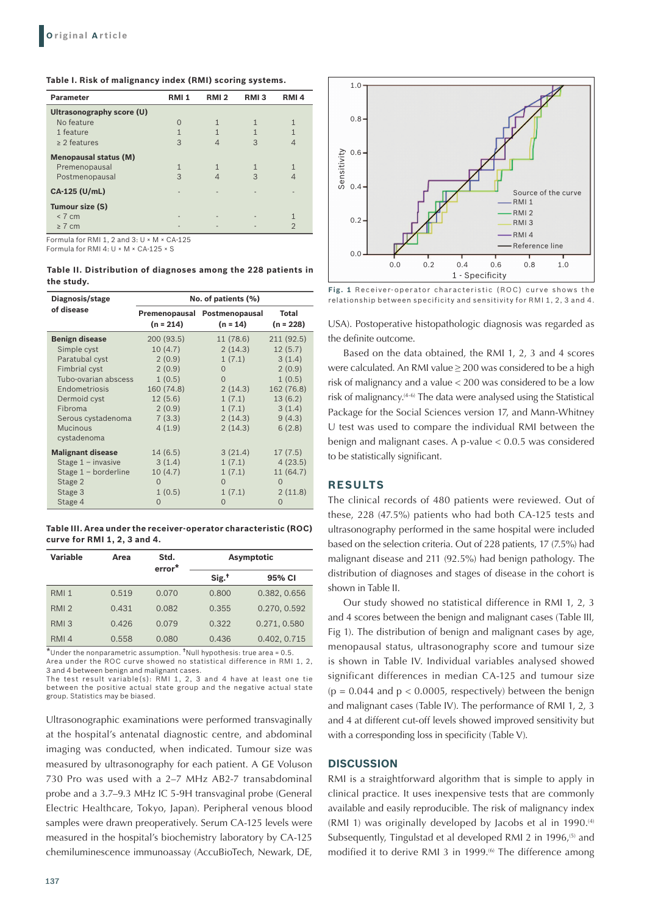**Table I. Risk of malignancy index (RMI) scoring systems.**

| Parameter | RMI 1 | RMI 2 | RMI 3 | RMI 4 |
|---|---|---|---|---|
| **Ultrasonography score (U)** | | | | |
| No feature | 0 | 1 | 1 | 1 |
| 1 feature | 1 | 1 | 1 | 1 |
| ≥ 2 features | 3 | 4 | 3 | 4 |
| **Menopausal status (M)** | | | | |
| Premenopausal | 1 | 1 | 1 | 1 |
| Postmenopausal | 3 | 4 | 3 | 4 |
| **CA-125 (U/mL)** | - | - | - | - |
| **Tumour size (S)** | | | | |
| < 7 cm | - | - | - | 1 |
| ≥ 7 cm | - | - | - | 2 |

Formula for RMI 1, 2 and 3: U × M × CA-125
Formula for RMI 4: U × M × CA-125 × S

**Table II. Distribution of diagnoses among the 228 patients in the study.**

| Diagnosis/stage of disease | No. of patients (%) | | |
|---|---|---|---|
| | Premenopausal (n = 214) | Postmenopausal (n = 14) | Total (n = 228) |
| **Benign disease** | 200 (93.5) | 11 (78.6) | 211 (92.5) |
| Simple cyst | 10 (4.7) | 2 (14.3) | 12 (5.7) |
| Paratubal cyst | 2 (0.9) | 1 (7.1) | 3 (1.4) |
| Fimbrial cyst | 2 (0.9) | 0 | 2 (0.9) |
| Tubo-ovarian abscess | 1 (0.5) | 0 | 1 (0.5) |
| Endometriosis | 160 (74.8) | 2 (14.3) | 162 (76.8) |
| Dermoid cyst | 12 (5.6) | 1 (7.1) | 13 (6.2) |
| Fibroma | 2 (0.9) | 1 (7.1) | 3 (1.4) |
| Serous cystadenoma | 7 (3.3) | 2 (14.3) | 9 (4.3) |
| Mucinous cystadenoma | 4 (1.9) | 2 (14.3) | 6 (2.8) |
| **Malignant disease** | 14 (6.5) | 3 (21.4) | 17 (7.5) |
| Stage 1 – invasive | 3 (1.4) | 1 (7.1) | 4 (23.5) |
| Stage 1 – borderline | 10 (4.7) | 1 (7.1) | 11 (64.7) |
| Stage 2 | 0 | 0 | 0 |
| Stage 3 | 1 (0.5) | 1 (7.1) | 2 (11.8) |
| Stage 4 | 0 | 0 | 0 |

**Table III. Area under the receiver-operator characteristic (ROC) curve for RMI 1, 2, 3 and 4.**

| Variable | Area | Std. error* | Asymptotic | |
|---|---|---|---|---|
| | | | Sig.† | 95% CI |
| RMI 1 | 0.519 | 0.070 | 0.800 | 0.382, 0.656 |
| RMI 2 | 0.431 | 0.082 | 0.355 | 0.270, 0.592 |
| RMI 3 | 0.426 | 0.079 | 0.322 | 0.271, 0.580 |
| RMI 4 | 0.558 | 0.080 | 0.436 | 0.402, 0.715 |

*Under the nonparametric assumption. †Null hypothesis: true area = 0.5.
Area under the ROC curve showed no statistical difference in RMI 1, 2, 3 and 4 between benign and malignant cases.
The test result variable(s): RMI 1, 2, 3 and 4 have at least one tie between the positive actual state group and the negative actual state group. Statistics may be biased.

Ultrasonographic examinations were performed transvaginally at the hospital's antenatal diagnostic centre, and abdominal imaging was conducted, when indicated. Tumour size was measured by ultrasonography for each patient. A GE Voluson 730 Pro was used with a 2–7 MHz AB2-7 transabdominal probe and a 3.7–9.3 MHz IC 5-9H transvaginal probe (General Electric Healthcare, Tokyo, Japan). Peripheral venous blood samples were drawn preoperatively. Serum CA-125 levels were measured in the hospital's biochemistry laboratory by CA-125 chemiluminescence immunoassay (AccuBioTech, Newark, DE, USA). Postoperative histopathologic diagnosis was regarded as the definite outcome.

**Fig. 1** Receiver-operator characteristic (ROC) curve shows the relationship between specificity and sensitivity for RMI 1, 2, 3 and 4.

Based on the data obtained, the RMI 1, 2, 3 and 4 scores were calculated. An RMI value ≥ 200 was considered to be a high risk of malignancy and a value < 200 was considered to be a low risk of malignancy.[4-6] The data were analysed using the Statistical Package for the Social Sciences version 17, and Mann-Whitney U test was used to compare the individual RMI between the benign and malignant cases. A p-value < 0.0.5 was considered to be statistically significant.

## RESULTS

The clinical records of 480 patients were reviewed. Out of these, 228 (47.5%) patients who had both CA-125 tests and ultrasonography performed in the same hospital were included based on the selection criteria. Out of 228 patients, 17 (7.5%) had malignant disease and 211 (92.5%) had benign pathology. The distribution of diagnoses and stages of disease in the cohort is shown in Table II.

Our study showed no statistical difference in RMI 1, 2, 3 and 4 scores between the benign and malignant cases (Table III, Fig 1). The distribution of benign and malignant cases by age, menopausal status, ultrasonography score and tumour size is shown in Table IV. Individual variables analysed showed significant differences in median CA-125 and tumour size ($p = 0.044$ and $p < 0.0005$, respectively) between the benign and malignant cases (Table IV). The performance of RMI 1, 2, 3 and 4 at different cut-off levels showed improved sensitivity but with a corresponding loss in specificity (Table V).

## DISCUSSION

RMI is a straightforward algorithm that is simple to apply in clinical practice. It uses inexpensive tests that are commonly available and easily reproducible. The risk of malignancy index (RMI 1) was originally developed by Jacobs et al in 1990.[4] Subsequently, Tingulstad et al developed RMI 2 in 1996,[5] and modified it to derive RMI 3 in 1999.[6] The difference among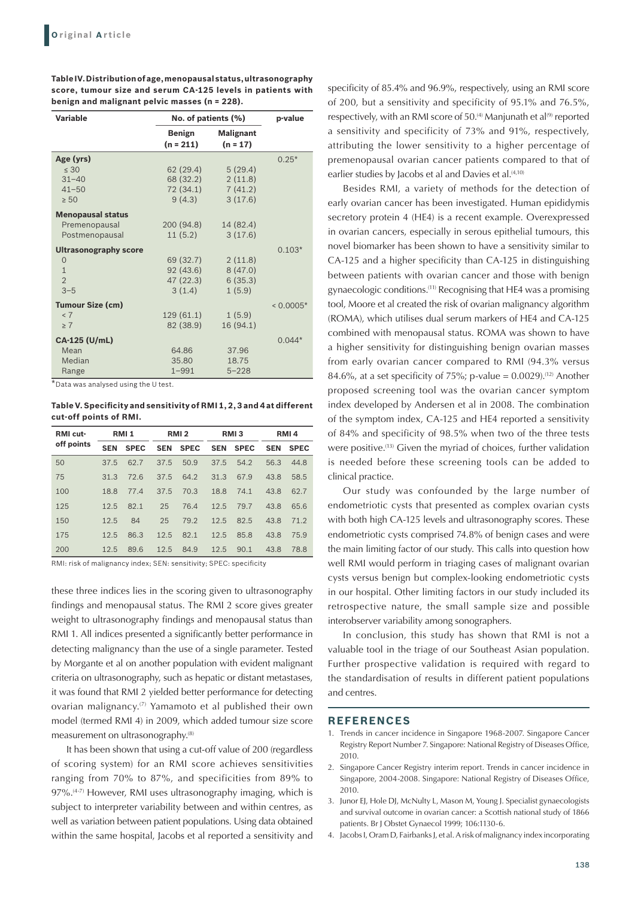**Table IV. Distribution of age, menopausal status, ultrasonography score, tumour size and serum CA-125 levels in patients with benign and malignant pelvic masses (n = 228).**

| Variable | No. of patients (%) | | p-value |
|---|---|---|---|
| | Benign (n = 211) | Malignant (n = 17) | |
| **Age (yrs)** | | | 0.25* |
| ≤ 30 | 62 (29.4) | 5 (29.4) | |
| 31–40 | 68 (32.2) | 2 (11.8) | |
| 41–50 | 72 (34.1) | 7 (41.2) | |
| ≥ 50 | 9 (4.3) | 3 (17.6) | |
| **Menopausal status** | | | |
| Premenopausal | 200 (94.8) | 14 (82.4) | |
| Postmenopausal | 11 (5.2) | 3 (17.6) | |
| **Ultrasonography score** | | | 0.103* |
| 0 | 69 (32.7) | 2 (11.8) | |
| 1 | 92 (43.6) | 8 (47.0) | |
| 2 | 47 (22.3) | 6 (35.3) | |
| 3–5 | 3 (1.4) | 1 (5.9) | |
| **Tumour Size (cm)** | | | < 0.0005* |
| < 7 | 129 (61.1) | 1 (5.9) | |
| ≥ 7 | 82 (38.9) | 16 (94.1) | |
| **CA-125 (U/mL)** | | | 0.044* |
| Mean | 64.86 | 37.96 | |
| Median | 35.80 | 18.75 | |
| Range | 1–991 | 5–228 | |

*Data was analysed using the U test.

**Table V. Specificity and sensitivity of RMI 1, 2, 3 and 4 at different cut-off points of RMI.**

| RMI cut-off points | RMI 1 | | RMI 2 | | RMI 3 | | RMI 4 | |
|---|---|---|---|---|---|---|---|---|
| | SEN | SPEC | SEN | SPEC | SEN | SPEC | SEN | SPEC |
| 50 | 37.5 | 62.7 | 37.5 | 50.9 | 37.5 | 54.2 | 56.3 | 44.8 |
| 75 | 31.3 | 72.6 | 37.5 | 64.2 | 31.3 | 67.9 | 43.8 | 58.5 |
| 100 | 18.8 | 77.4 | 37.5 | 70.3 | 18.8 | 74.1 | 43.8 | 62.7 |
| 125 | 12.5 | 82.1 | 25 | 76.4 | 12.5 | 79.7 | 43.8 | 65.6 |
| 150 | 12.5 | 84 | 25 | 79.2 | 12.5 | 82.5 | 43.8 | 71.2 |
| 175 | 12.5 | 86.3 | 12.5 | 82.1 | 12.5 | 85.8 | 43.8 | 75.9 |
| 200 | 12.5 | 89.6 | 12.5 | 84.9 | 12.5 | 90.1 | 43.8 | 78.8 |

RMI: risk of malignancy index; SEN: sensitivity; SPEC: specificity

these three indices lies in the scoring given to ultrasonography findings and menopausal status. The RMI 2 score gives greater weight to ultrasonography findings and menopausal status than RMI 1. All indices presented a significantly better performance in detecting malignancy than the use of a single parameter. Tested by Morgante et al on another population with evident malignant criteria on ultrasonography, such as hepatic or distant metastases, it was found that RMI 2 yielded better performance for detecting ovarian malignancy.[7] Yamamoto et al published their own model (termed RMI 4) in 2009, which added tumour size score measurement on ultrasonography.[8]

It has been shown that using a cut-off value of 200 (regardless of scoring system) for an RMI score achieves sensitivities ranging from 70% to 87%, and specificities from 89% to 97%.[4-7] However, RMI uses ultrasonography imaging, which is subject to interpreter variability between and within centres, as well as variation between patient populations. Using data obtained within the same hospital, Jacobs et al reported a sensitivity and specificity of 85.4% and 96.9%, respectively, using an RMI score of 200, but a sensitivity and specificity of 95.1% and 76.5%, respectively, with an RMI score of 50.[4] Manjunath et al[9] reported a sensitivity and specificity of 73% and 91%, respectively, attributing the lower sensitivity to a higher percentage of premenopausal ovarian cancer patients compared to that of earlier studies by Jacobs et al and Davies et al.[4,10]

Besides RMI, a variety of methods for the detection of early ovarian cancer has been investigated. Human epididymis secretory protein 4 (HE4) is a recent example. Overexpressed in ovarian cancers, especially in serous epithelial tumours, this novel biomarker has been shown to have a sensitivity similar to CA-125 and a higher specificity than CA-125 in distinguishing between patients with ovarian cancer and those with benign gynaecologic conditions.[11] Recognising that HE4 was a promising tool, Moore et al created the risk of ovarian malignancy algorithm (ROMA), which utilises dual serum markers of HE4 and CA-125 combined with menopausal status. ROMA was shown to have a higher sensitivity for distinguishing benign ovarian masses from early ovarian cancer compared to RMI (94.3% versus 84.6%, at a set specificity of 75%; p-value = 0.0029).[12] Another proposed screening tool was the ovarian cancer symptom index developed by Andersen et al in 2008. The combination of the symptom index, CA-125 and HE4 reported a sensitivity of 84% and specificity of 98.5% when two of the three tests were positive.[13] Given the myriad of choices, further validation is needed before these screening tools can be added to clinical practice.

Our study was confounded by the large number of endometriotic cysts that presented as complex ovarian cysts with both high CA-125 levels and ultrasonography scores. These endometriotic cysts comprised 74.8% of benign cases and were the main limiting factor of our study. This calls into question how well RMI would perform in triaging cases of malignant ovarian cysts versus benign but complex-looking endometriotic cysts in our hospital. Other limiting factors in our study included its retrospective nature, the small sample size and possible interobserver variability among sonographers.

In conclusion, this study has shown that RMI is not a valuable tool in the triage of our Southeast Asian population. Further prospective validation is required with regard to the standardisation of results in different patient populations and centres.

## REFERENCES

1. Trends in cancer incidence in Singapore 1968-2007. Singapore Cancer Registry Report Number 7. Singapore: National Registry of Diseases Office, 2010.
2. Singapore Cancer Registry interim report. Trends in cancer incidence in Singapore, 2004-2008. Singapore: National Registry of Diseases Office, 2010.
3. Junor EJ, Hole DJ, McNulty L, Mason M, Young J. Specialist gynaecologists and survival outcome in ovarian cancer: a Scottish national study of 1866 patients. Br J Obstet Gynaecol 1999; 106:1130-6.
4. Jacobs I, Oram D, Fairbanks J, et al. A risk of malignancy index incorporating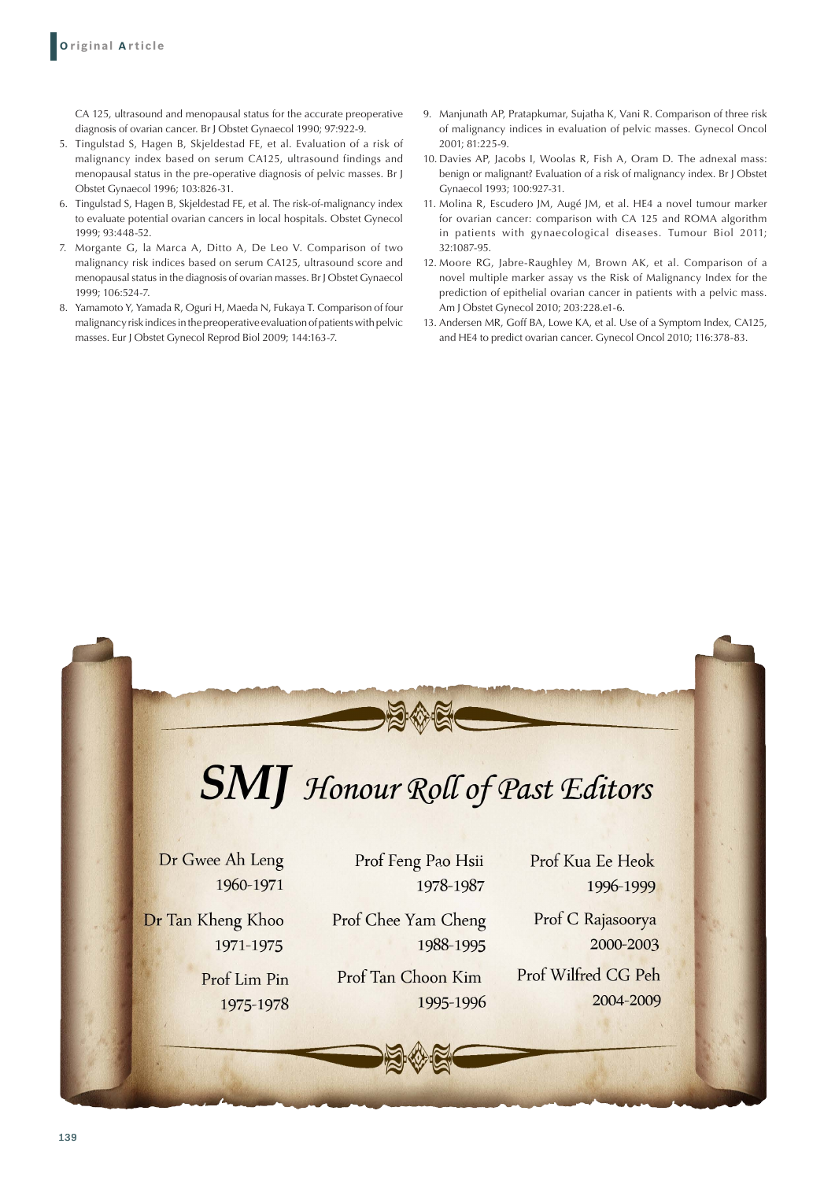CA 125, ultrasound and menopausal status for the accurate preoperative diagnosis of ovarian cancer. Br J Obstet Gynaecol 1990; 97:922-9.

5. Tingulstad S, Hagen B, Skjeldestad FE, et al. Evaluation of a risk of malignancy index based on serum CA125, ultrasound findings and menopausal status in the pre-operative diagnosis of pelvic masses. Br J Obstet Gynaecol 1996; 103:826-31.
6. Tingulstad S, Hagen B, Skjeldestad FE, et al. The risk-of-malignancy index to evaluate potential ovarian cancers in local hospitals. Obstet Gynecol 1999; 93:448-52.
7. Morgante G, la Marca A, Ditto A, De Leo V. Comparison of two malignancy risk indices based on serum CA125, ultrasound score and menopausal status in the diagnosis of ovarian masses. Br J Obstet Gynaecol 1999; 106:524-7.
8. Yamamoto Y, Yamada R, Oguri H, Maeda N, Fukaya T. Comparison of four malignancy risk indices in the preoperative evaluation of patients with pelvic masses. Eur J Obstet Gynecol Reprod Biol 2009; 144:163-7.
9. Manjunath AP, Pratapkumar, Sujatha K, Vani R. Comparison of three risk of malignancy indices in evaluation of pelvic masses. Gynecol Oncol 2001; 81:225-9.
10. Davies AP, Jacobs I, Woolas R, Fish A, Oram D. The adnexal mass: benign or malignant? Evaluation of a risk of malignancy index. Br J Obstet Gynaecol 1993; 100:927-31.
11. Molina R, Escudero JM, Augé JM, et al. HE4 a novel tumour marker for ovarian cancer: comparison with CA 125 and ROMA algorithm in patients with gynaecological diseases. Tumour Biol 2011; 32:1087-95.
12. Moore RG, Jabre-Raughley M, Brown AK, et al. Comparison of a novel multiple marker assay vs the Risk of Malignancy Index for the prediction of epithelial ovarian cancer in patients with a pelvic mass. Am J Obstet Gynecol 2010; 203:228.e1-6.
13. Andersen MR, Goff BA, Lowe KA, et al. Use of a Symptom Index, CA125, and HE4 to predict ovarian cancer. Gynecol Oncol 2010; 116:378-83.

# *SMJ Honour Roll of Past Editors*

Dr Gwee Ah Leng
1960-1971

Dr Tan Kheng Khoo
1971-1975

Prof Lim Pin
1975-1978

Prof Feng Pao Hsii
1978-1987

Prof Chee Yam Cheng
1988-1995

Prof Tan Choon Kim
1995-1996

Prof Kua Ee Heok
1996-1999

Prof C Rajasoorya
2000-2003

Prof Wilfred CG Peh
2004-2009